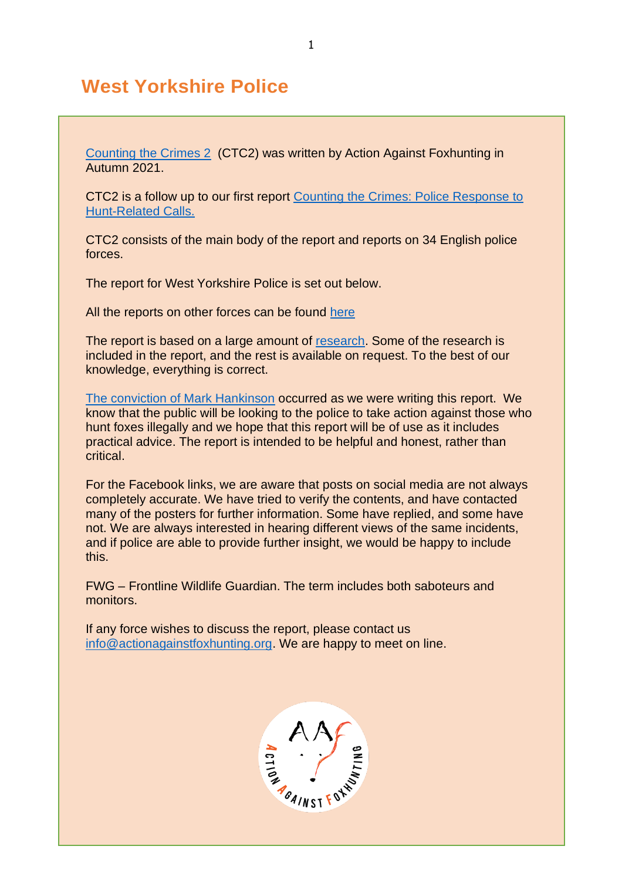# West Yorkshire Police

Counting the Crimes 2 (CTC2) was written by Action Against Foxhunting in Autumn 2021.

CTC2 is a follow up to our first report Counting the Crimes: Police Response to Hunt-Related Calls.

CTC2 consists of the main body of the report and reports on 34 English police forces.

The report for West Yorkshire Police is set out below.

All the reports on other forces can be found here

The report is based on a large amount of research. Some of the research is included in the report, and the rest is available on request. To the best of our knowledge, everything is correct.

The conviction of Mark Hankinson occurred as we were writing this report. We know that the public will be looking to the police to take action against those who hunt foxes illegally and we hope that this report will be of use as it includes practical advice. The report is intended to be helpful and honest, rather than critical.

For the Facebook links, we are aware that posts on social media are not always completely accurate. We have tried to verify the contents, and have contacted many of the posters for further information. Some have replied, and some have not. We are always interested in hearing different views of the same incidents, and if police are able to provide further insight, we would be happy to include this.

FWG – Frontline Wildlife Guardian. The term includes both saboteurs and monitors.

If any force wishes to discuss the report, please contact us info@actionagainstfoxhunting.org. We are happy to meet on line.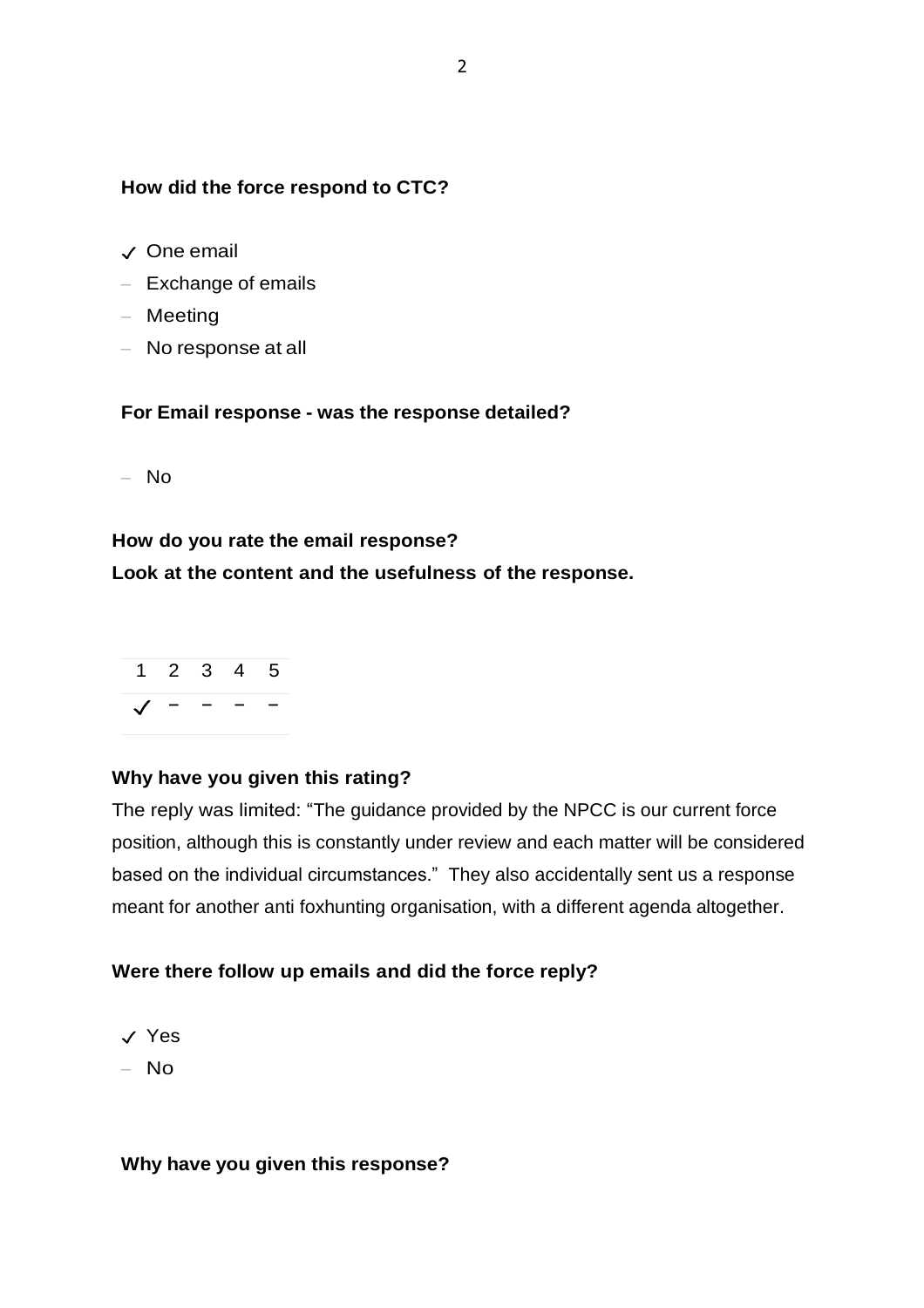**How did the force respond to CTC?**

- ✓ One email
- – Exchange of emails
- – Meeting
- – No response at all

**For Email response - was the response detailed?**

- – No

**How do you rate the email response?**
**Look at the content and the usefulness of the response.**

| 1 | 2 | 3 | 4 | 5 |
|---|---|---|---|---|
| ✓ | – | – | – | – |

**Why have you given this rating?**

The reply was limited: "The guidance provided by the NPCC is our current force position, although this is constantly under review and each matter will be considered based on the individual circumstances." They also accidentally sent us a response meant for another anti foxhunting organisation, with a different agenda altogether.

**Were there follow up emails and did the force reply?**

- ✓ Yes
- – No

**Why have you given this response?**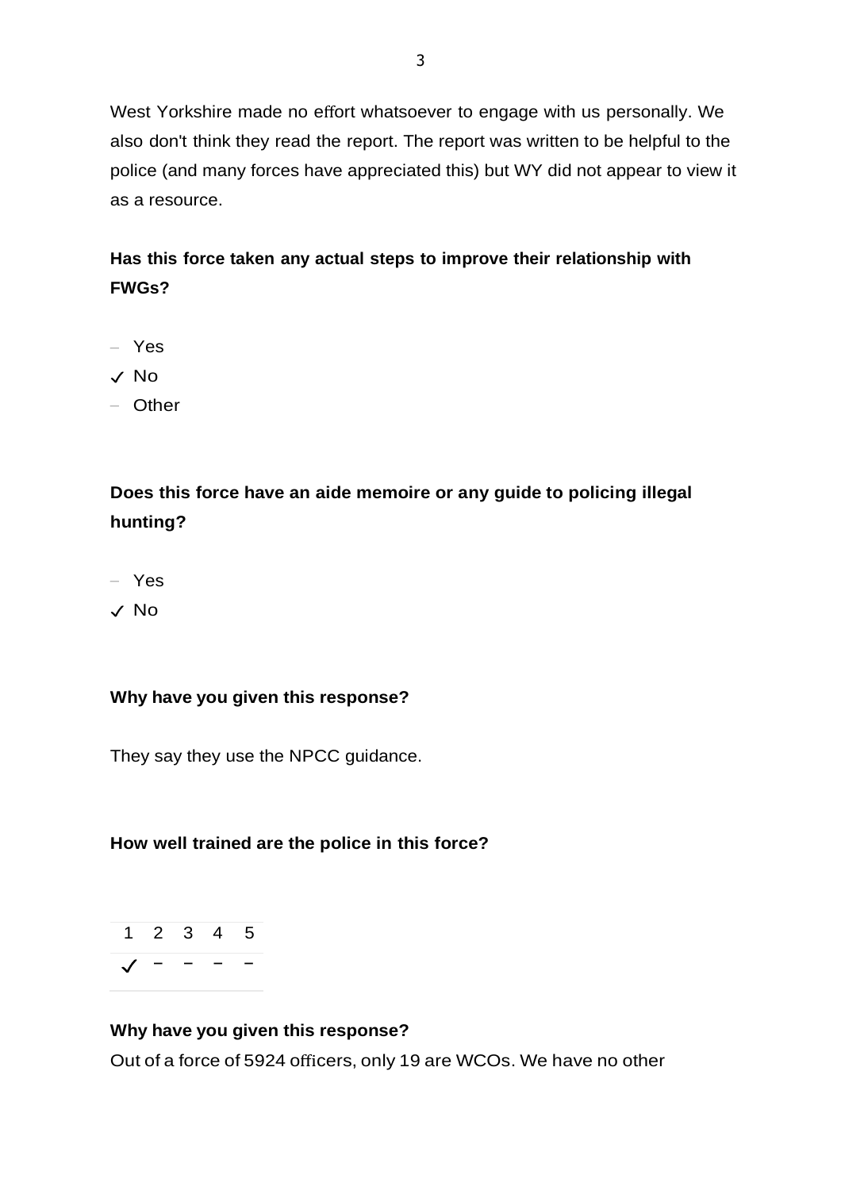West Yorkshire made no effort whatsoever to engage with us personally. We also don't think they read the report. The report was written to be helpful to the police (and many forces have appreciated this) but WY did not appear to view it as a resource.

**Has this force taken any actual steps to improve their relationship with FWGs?**

- – Yes
- ✓ No
- – Other

**Does this force have an aide memoire or any guide to policing illegal hunting?**

- – Yes
- ✓ No

**Why have you given this response?**

They say they use the NPCC guidance.

**How well trained are the police in this force?**

| 1 | 2 | 3 | 4 | 5 |
|---|---|---|---|---|
| ✓ | – | – | – | – |

**Why have you given this response?**

Out of a force of 5924 officers, only 19 are WCOs. We have no other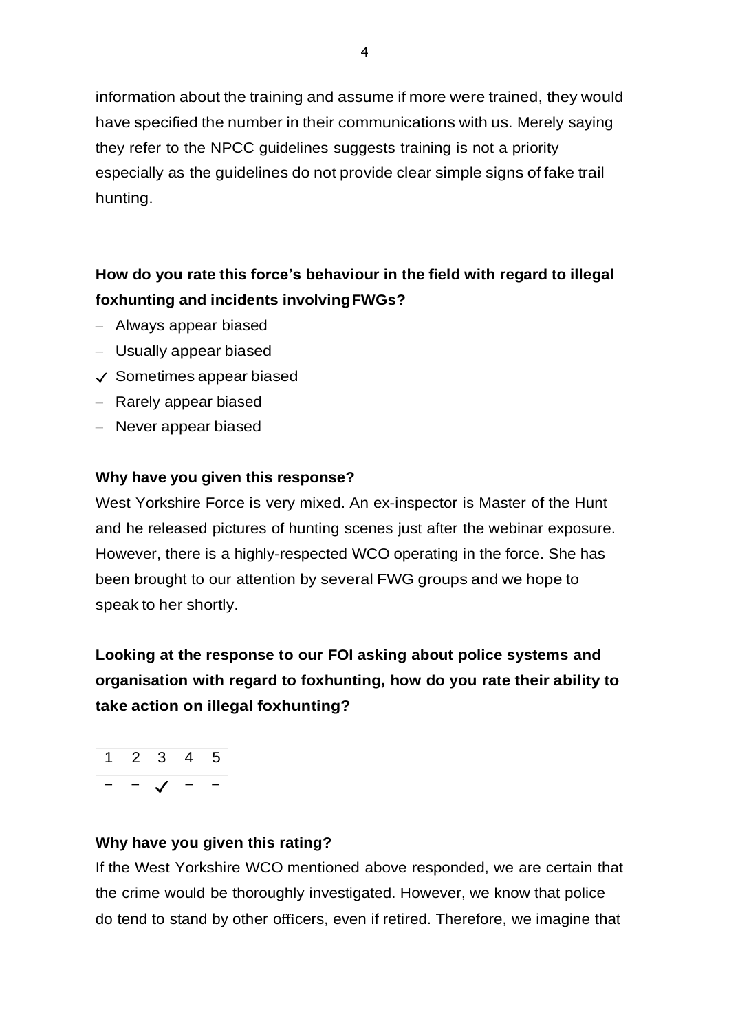information about the training and assume if more were trained, they would have specified the number in their communications with us. Merely saying they refer to the NPCC guidelines suggests training is not a priority especially as the guidelines do not provide clear simple signs of fake trail hunting.

**How do you rate this force's behaviour in the field with regard to illegal foxhunting and incidents involving FWGs?**

- – Always appear biased
- – Usually appear biased
- ✓ Sometimes appear biased
- – Rarely appear biased
- – Never appear biased

**Why have you given this response?**

West Yorkshire Force is very mixed. An ex-inspector is Master of the Hunt and he released pictures of hunting scenes just after the webinar exposure. However, there is a highly-respected WCO operating in the force. She has been brought to our attention by several FWG groups and we hope to speak to her shortly.

**Looking at the response to our FOI asking about police systems and organisation with regard to foxhunting, how do you rate their ability to take action on illegal foxhunting?**

| 1 | 2 | 3 | 4 | 5 |
|---|---|---|---|---|
| – | – | ✓ | – | – |

**Why have you given this rating?**

If the West Yorkshire WCO mentioned above responded, we are certain that the crime would be thoroughly investigated. However, we know that police do tend to stand by other officers, even if retired. Therefore, we imagine that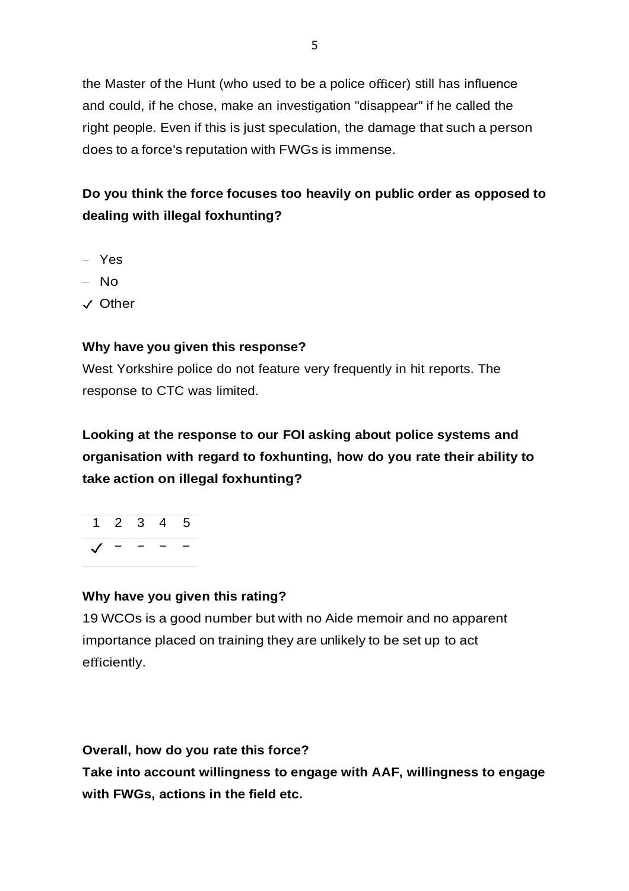the Master of the Hunt (who used to be a police officer) still has influence and could, if he chose, make an investigation "disappear" if he called the right people. Even if this is just speculation, the damage that such a person does to a force's reputation with FWGs is immense.

**Do you think the force focuses too heavily on public order as opposed to dealing with illegal foxhunting?**

- Yes
- No
- ✓ Other

**Why have you given this response?**

West Yorkshire police do not feature very frequently in hit reports. The response to CTC was limited.

**Looking at the response to our FOI asking about police systems and organisation with regard to foxhunting, how do you rate their ability to take action on illegal foxhunting?**

| 1 | 2 | 3 | 4 | 5 |
|---|---|---|---|---|
| ✓ | – | – | – | – |

**Why have you given this rating?**

19 WCOs is a good number but with no Aide memoir and no apparent importance placed on training they are unlikely to be set up to act efficiently.

**Overall, how do you rate this force?**

**Take into account willingness to engage with AAF, willingness to engage with FWGs, actions in the field etc.**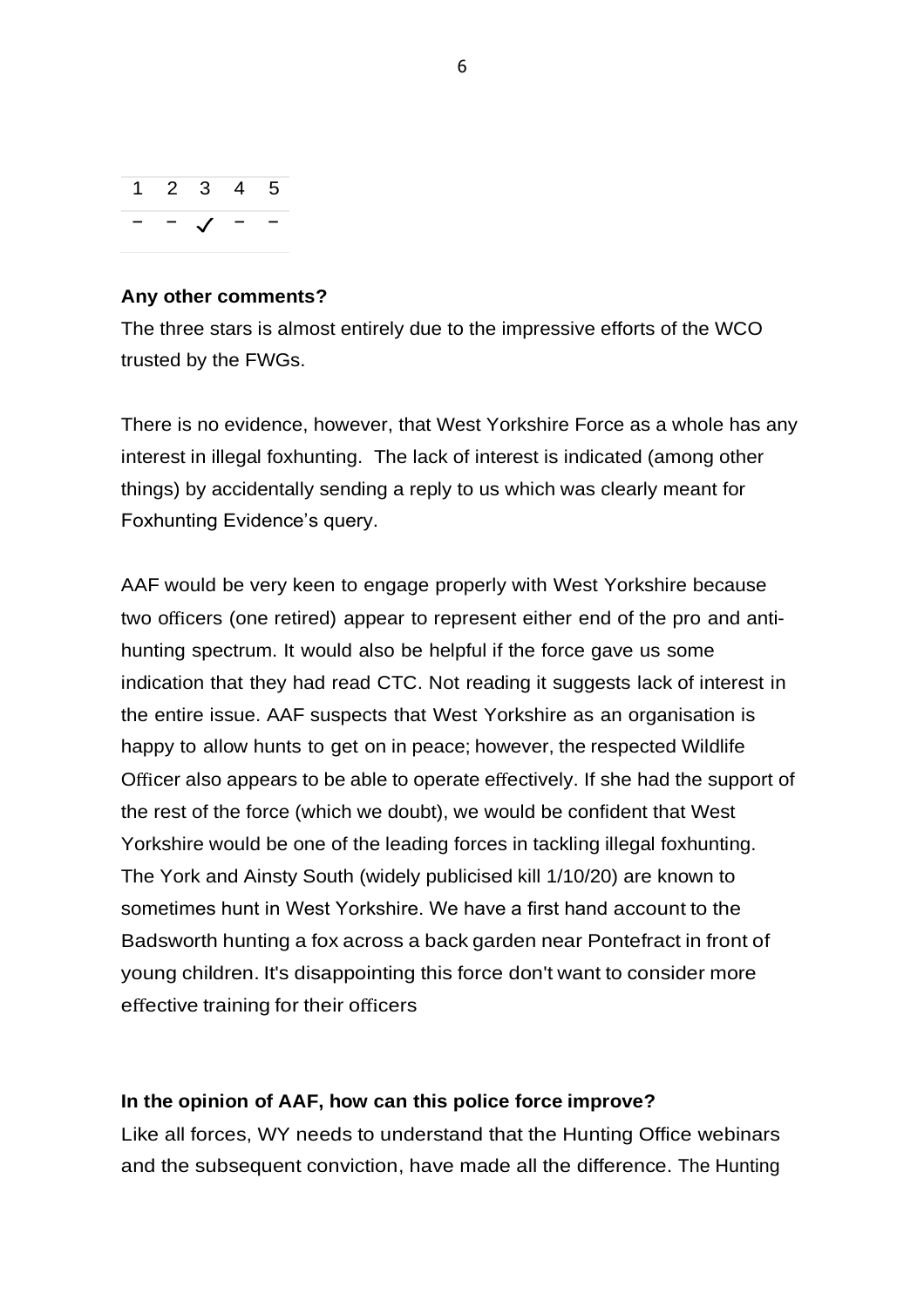| 1 | 2 | 3 | 4 | 5 |
|---|---|---|---|---|
| – | – | ✓ | – | – |

**Any other comments?**

The three stars is almost entirely due to the impressive efforts of the WCO trusted by the FWGs.

There is no evidence, however, that West Yorkshire Force as a whole has any interest in illegal foxhunting. The lack of interest is indicated (among other things) by accidentally sending a reply to us which was clearly meant for Foxhunting Evidence's query.

AAF would be very keen to engage properly with West Yorkshire because two officers (one retired) appear to represent either end of the pro and anti-hunting spectrum. It would also be helpful if the force gave us some indication that they had read CTC. Not reading it suggests lack of interest in the entire issue. AAF suspects that West Yorkshire as an organisation is happy to allow hunts to get on in peace; however, the respected Wildlife Officer also appears to be able to operate effectively. If she had the support of the rest of the force (which we doubt), we would be confident that West Yorkshire would be one of the leading forces in tackling illegal foxhunting. The York and Ainsty South (widely publicised kill 1/10/20) are known to sometimes hunt in West Yorkshire. We have a first hand account to the Badsworth hunting a fox across a back garden near Pontefract in front of young children. It's disappointing this force don't want to consider more effective training for their officers

**In the opinion of AAF, how can this police force improve?**

Like all forces, WY needs to understand that the Hunting Office webinars and the subsequent conviction, have made all the difference. The Hunting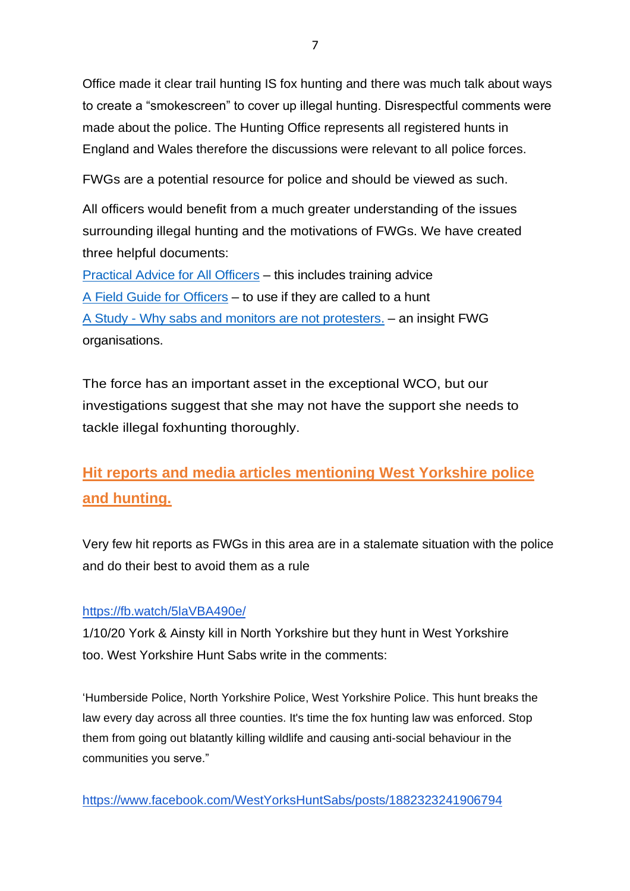Office made it clear trail hunting IS fox hunting and there was much talk about ways to create a "smokescreen" to cover up illegal hunting. Disrespectful comments were made about the police. The Hunting Office represents all registered hunts in England and Wales therefore the discussions were relevant to all police forces.

FWGs are a potential resource for police and should be viewed as such.

All officers would benefit from a much greater understanding of the issues surrounding illegal hunting and the motivations of FWGs. We have created three helpful documents:
[Practical Advice for All Officers]() – this includes training advice
[A Field Guide for Officers]() – to use if they are called to a hunt
[A Study - Why sabs and monitors are not protesters.]() – an insight FWG organisations.

The force has an important asset in the exceptional WCO, but our investigations suggest that she may not have the support she needs to tackle illegal foxhunting thoroughly.

## Hit reports and media articles mentioning West Yorkshire police and hunting.

Very few hit reports as FWGs in this area are in a stalemate situation with the police and do their best to avoid them as a rule

https://fb.watch/5laVBA490e/
1/10/20 York & Ainsty kill in North Yorkshire but they hunt in West Yorkshire too. West Yorkshire Hunt Sabs write in the comments:

'Humberside Police, North Yorkshire Police, West Yorkshire Police. This hunt breaks the law every day across all three counties. It's time the fox hunting law was enforced. Stop them from going out blatantly killing wildlife and causing anti-social behaviour in the communities you serve."

https://www.facebook.com/WestYorksHuntSabs/posts/1882323241906794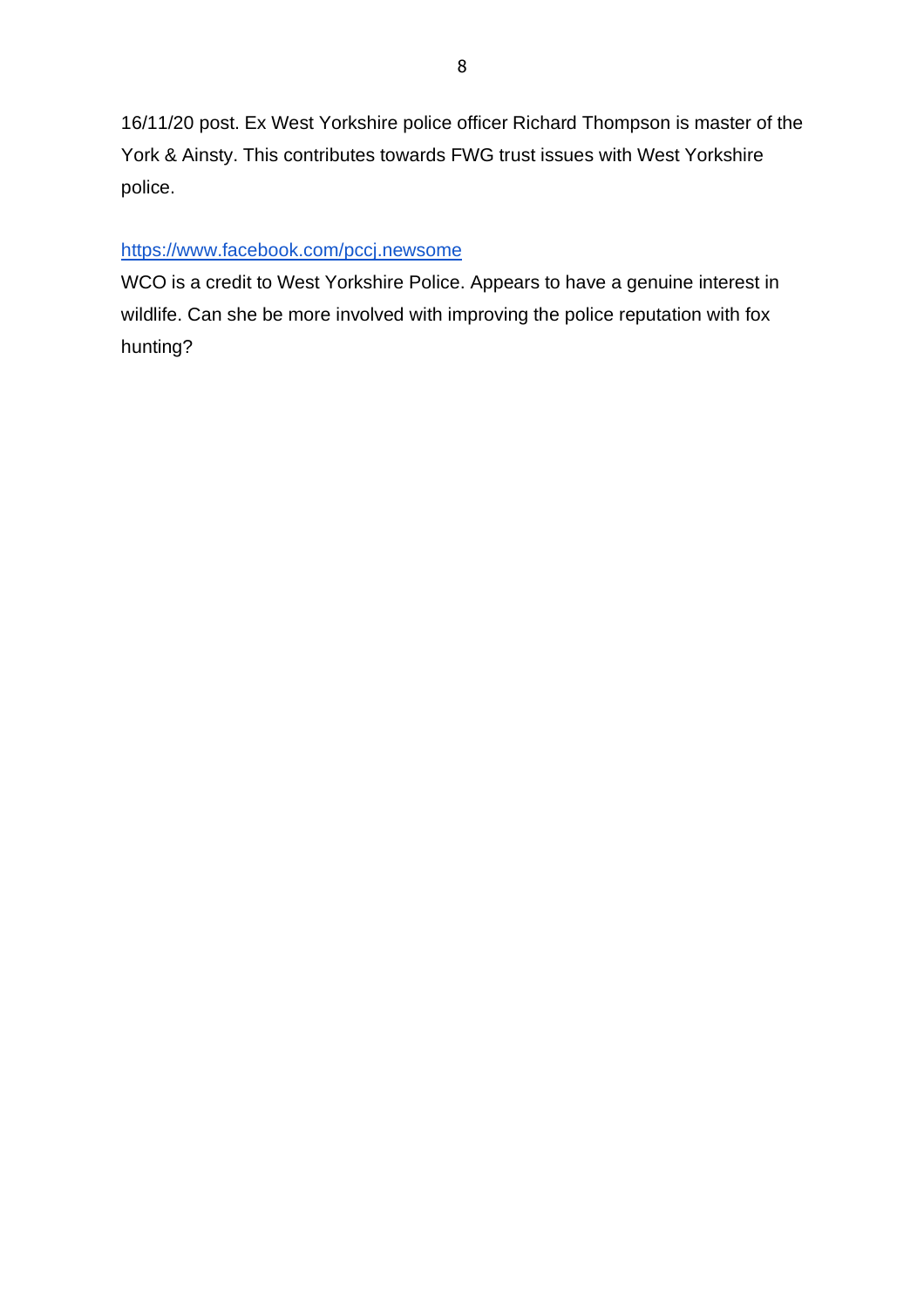16/11/20 post. Ex West Yorkshire police officer Richard Thompson is master of the York & Ainsty. This contributes towards FWG trust issues with West Yorkshire police.

[https://www.facebook.com/pccj.newsome](https://www.facebook.com/pccj.newsome)

WCO is a credit to West Yorkshire Police. Appears to have a genuine interest in wildlife. Can she be more involved with improving the police reputation with fox hunting?